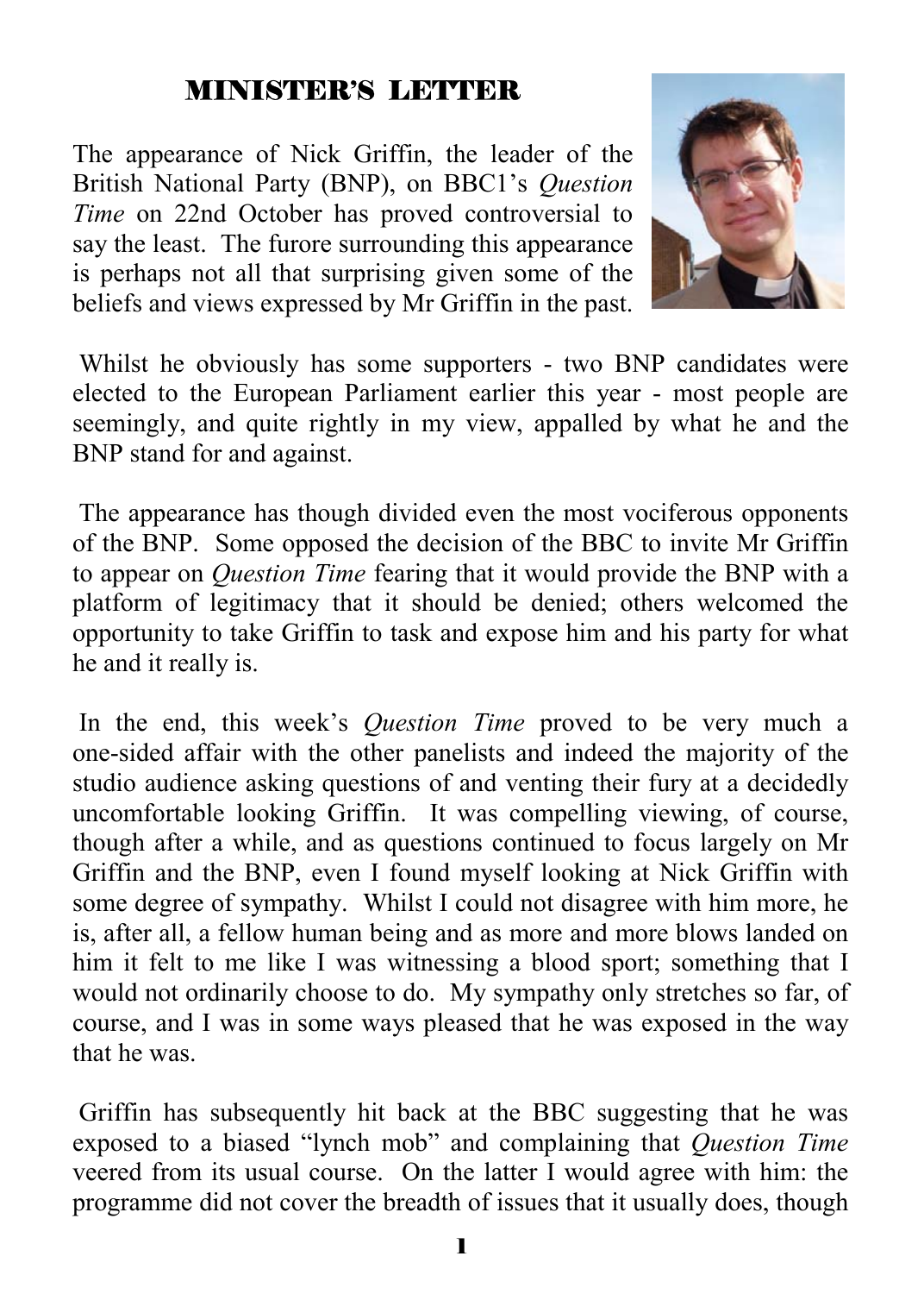# MINISTER'S LETTER

The appearance of Nick Griffin, the leader of the British National Party (BNP), on BBC1's *Question Time* on 22nd October has proved controversial to say the least. The furore surrounding this appearance is perhaps not all that surprising given some of the beliefs and views expressed by Mr Griffin in the past.

Whilst he obviously has some supporters - two BNP candidates were elected to the European Parliament earlier this year - most people are seemingly, and quite rightly in my view, appalled by what he and the BNP stand for and against.

The appearance has though divided even the most vociferous opponents of the BNP. Some opposed the decision of the BBC to invite Mr Griffin to appear on *Question Time* fearing that it would provide the BNP with a platform of legitimacy that it should be denied; others welcomed the opportunity to take Griffin to task and expose him and his party for what he and it really is.

In the end, this week's *Question Time* proved to be very much a one-sided affair with the other panelists and indeed the majority of the studio audience asking questions of and venting their fury at a decidedly uncomfortable looking Griffin. It was compelling viewing, of course, though after a while, and as questions continued to focus largely on Mr Griffin and the BNP, even I found myself looking at Nick Griffin with some degree of sympathy. Whilst I could not disagree with him more, he is, after all, a fellow human being and as more and more blows landed on him it felt to me like I was witnessing a blood sport; something that I would not ordinarily choose to do. My sympathy only stretches so far, of course, and I was in some ways pleased that he was exposed in the way that he was.

Griffin has subsequently hit back at the BBC suggesting that he was exposed to a biased "lynch mob" and complaining that *Question Time* veered from its usual course. On the latter I would agree with him: the programme did not cover the breadth of issues that it usually does, though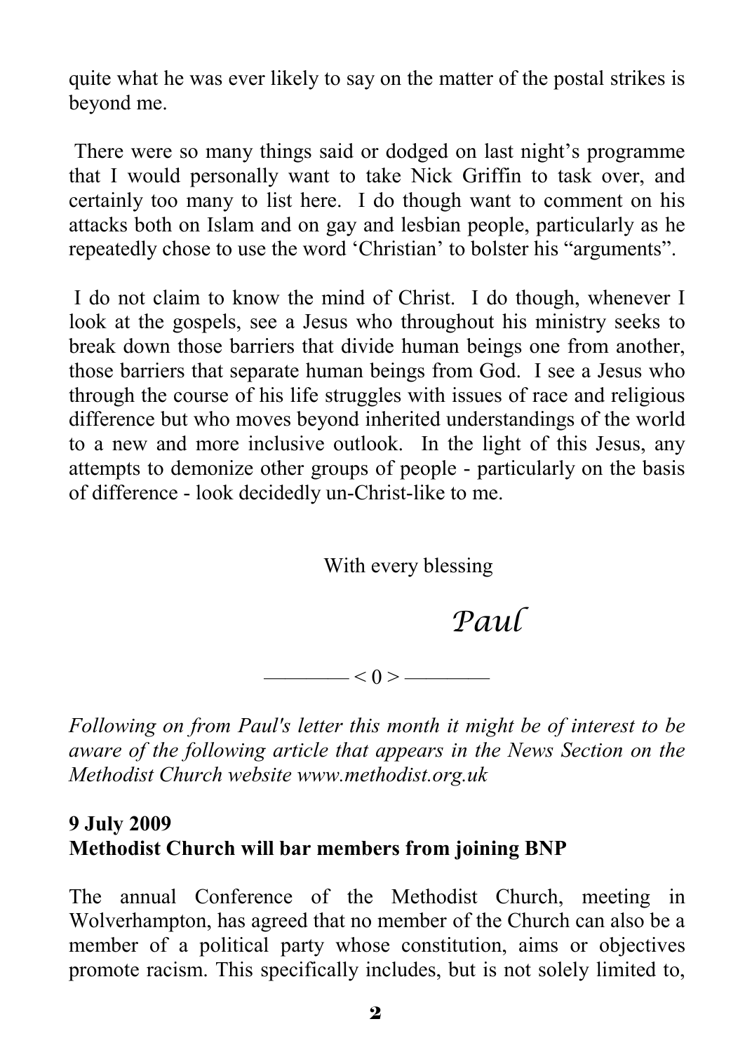quite what he was ever likely to say on the matter of the postal strikes is beyond me.

There were so many things said or dodged on last night's programme that I would personally want to take Nick Griffin to task over, and certainly too many to list here. I do though want to comment on his attacks both on Islam and on gay and lesbian people, particularly as he repeatedly chose to use the word 'Christian' to bolster his "arguments".

I do not claim to know the mind of Christ. I do though, whenever I look at the gospels, see a Jesus who throughout his ministry seeks to break down those barriers that divide human beings one from another, those barriers that separate human beings from God. I see a Jesus who through the course of his life struggles with issues of race and religious difference but who moves beyond inherited understandings of the world to a new and more inclusive outlook. In the light of this Jesus, any attempts to demonize other groups of people - particularly on the basis of difference - look decidedly un-Christ-like to me.

With every blessing

*Paul*

———— < 0 > ————

*Following on from Paul's letter this month it might be of interest to be aware of the following article that appears in the News Section on the Methodist Church website www.methodist.org.uk*

**9 July 2009**
**Methodist Church will bar members from joining BNP**

The annual Conference of the Methodist Church, meeting in Wolverhampton, has agreed that no member of the Church can also be a member of a political party whose constitution, aims or objectives promote racism. This specifically includes, but is not solely limited to,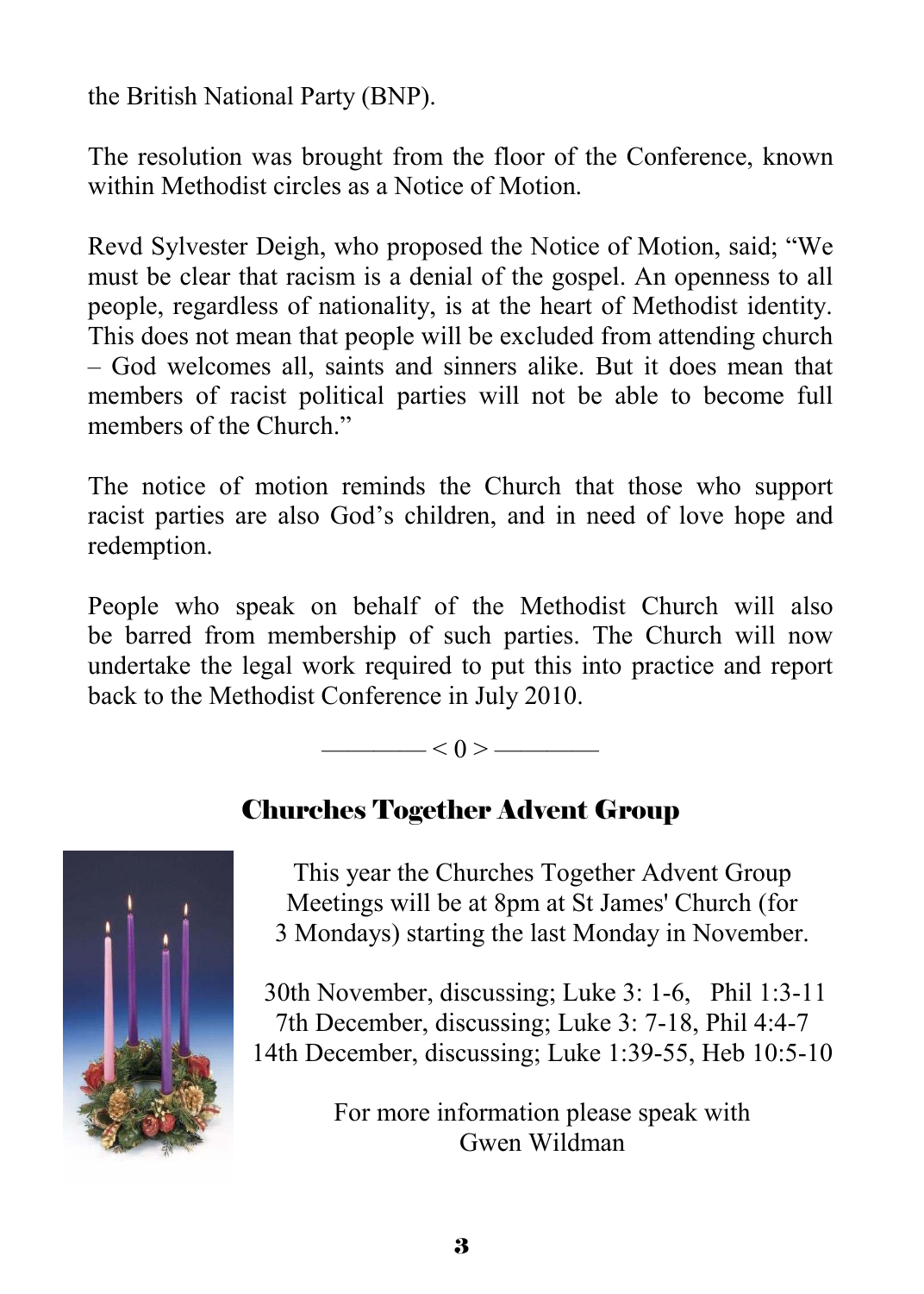the British National Party (BNP).

The resolution was brought from the floor of the Conference, known within Methodist circles as a Notice of Motion.

Revd Sylvester Deigh, who proposed the Notice of Motion, said; "We must be clear that racism is a denial of the gospel. An openness to all people, regardless of nationality, is at the heart of Methodist identity. This does not mean that people will be excluded from attending church – God welcomes all, saints and sinners alike. But it does mean that members of racist political parties will not be able to become full members of the Church."

The notice of motion reminds the Church that those who support racist parties are also God's children, and in need of love hope and redemption.

People who speak on behalf of the Methodist Church will also be barred from membership of such parties. The Church will now undertake the legal work required to put this into practice and report back to the Methodist Conference in July 2010.

———— < 0 > ————

## Churches Together Advent Group

This year the Churches Together Advent Group Meetings will be at 8pm at St James' Church (for 3 Mondays) starting the last Monday in November.

30th November, discussing; Luke 3: 1-6, Phil 1:3-11
7th December, discussing; Luke 3: 7-18, Phil 4:4-7
14th December, discussing; Luke 1:39-55, Heb 10:5-10

For more information please speak with Gwen Wildman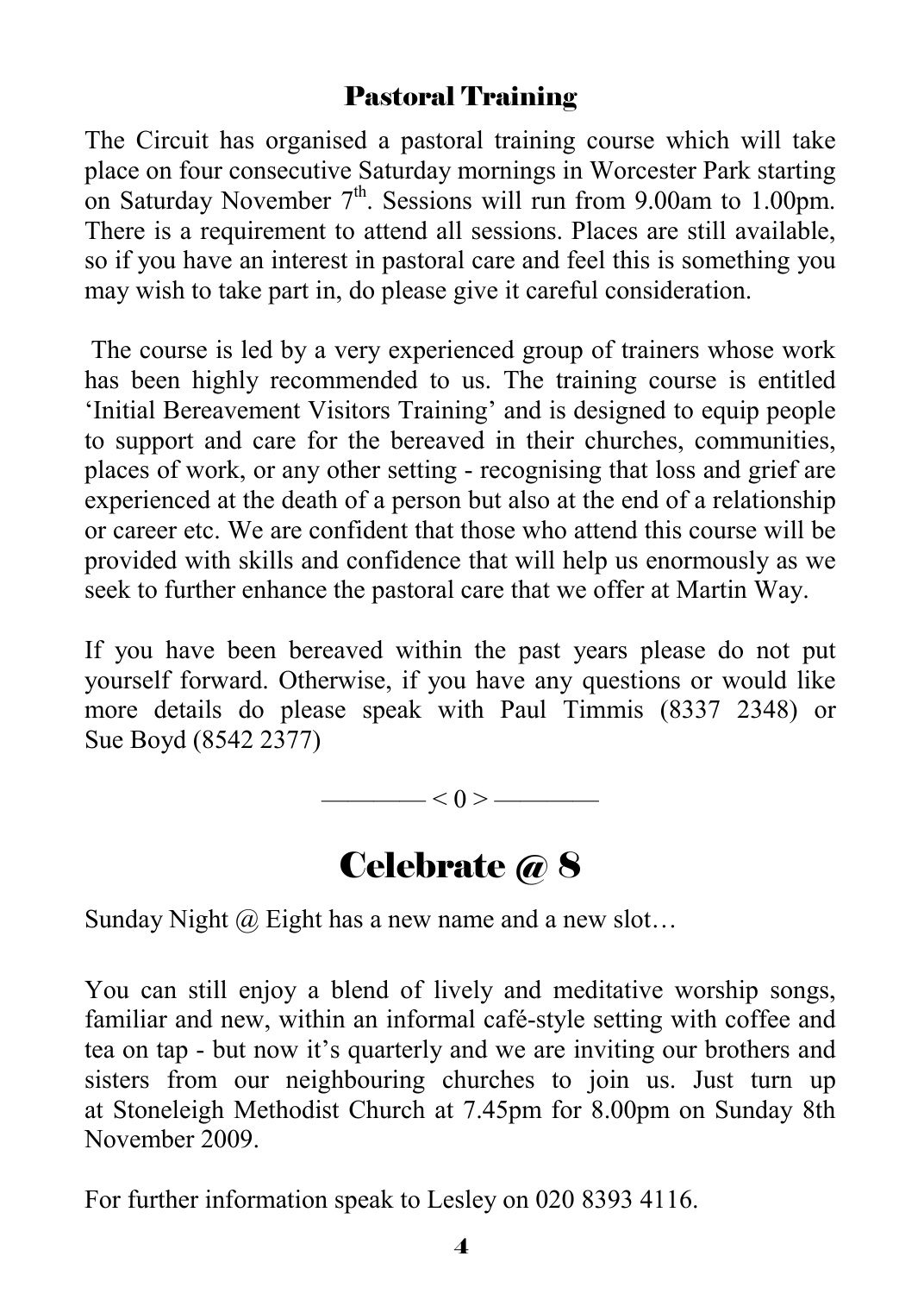## Pastoral Training

The Circuit has organised a pastoral training course which will take place on four consecutive Saturday mornings in Worcester Park starting on Saturday November 7th. Sessions will run from 9.00am to 1.00pm. There is a requirement to attend all sessions. Places are still available, so if you have an interest in pastoral care and feel this is something you may wish to take part in, do please give it careful consideration.

The course is led by a very experienced group of trainers whose work has been highly recommended to us. The training course is entitled 'Initial Bereavement Visitors Training' and is designed to equip people to support and care for the bereaved in their churches, communities, places of work, or any other setting - recognising that loss and grief are experienced at the death of a person but also at the end of a relationship or career etc. We are confident that those who attend this course will be provided with skills and confidence that will help us enormously as we seek to further enhance the pastoral care that we offer at Martin Way.

If you have been bereaved within the past years please do not put yourself forward. Otherwise, if you have any questions or would like more details do please speak with Paul Timmis (8337 2348) or Sue Boyd (8542 2377)

———— < 0 > ————

# Celebrate @ 8

Sunday Night @ Eight has a new name and a new slot…

You can still enjoy a blend of lively and meditative worship songs, familiar and new, within an informal café-style setting with coffee and tea on tap - but now it's quarterly and we are inviting our brothers and sisters from our neighbouring churches to join us. Just turn up at Stoneleigh Methodist Church at 7.45pm for 8.00pm on Sunday 8th November 2009.

For further information speak to Lesley on 020 8393 4116.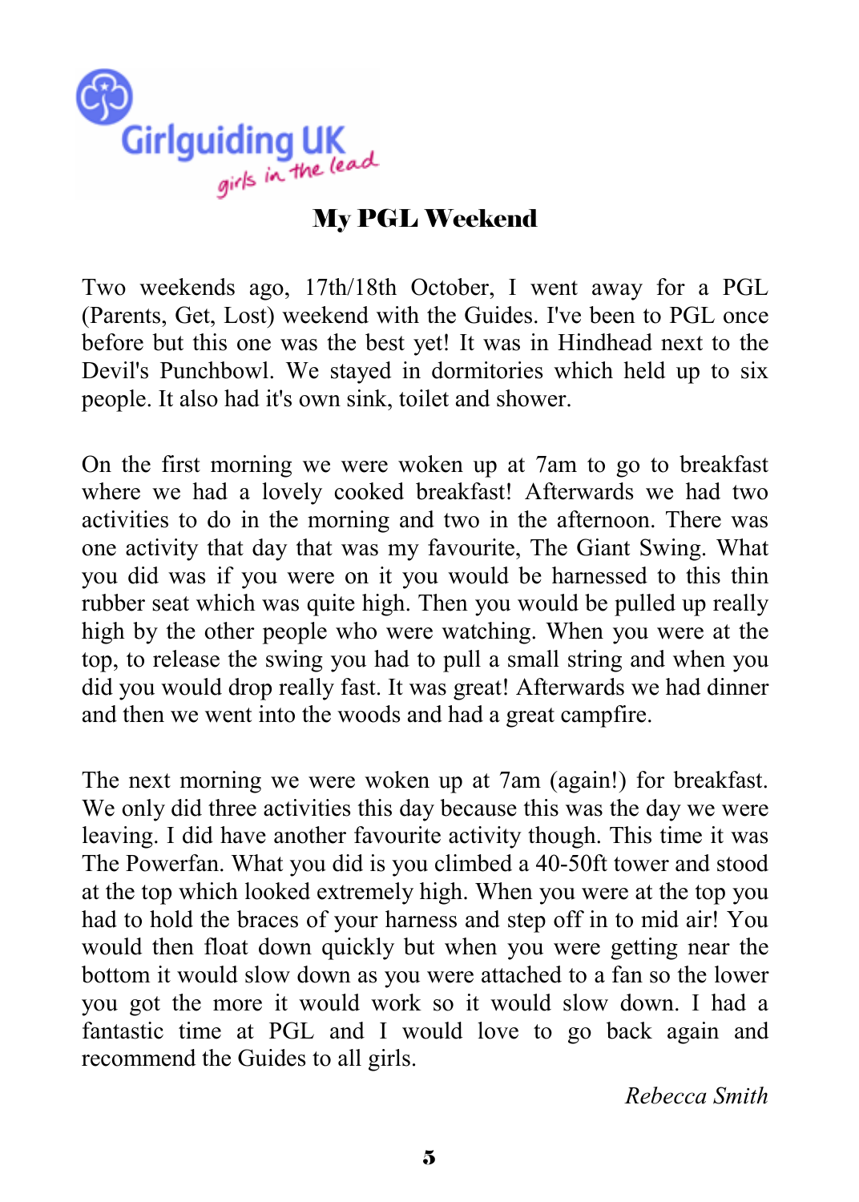Girlguiding UK

*girls in the lead*

## My PGL Weekend

Two weekends ago, 17th/18th October, I went away for a PGL (Parents, Get, Lost) weekend with the Guides. I've been to PGL once before but this one was the best yet! It was in Hindhead next to the Devil's Punchbowl. We stayed in dormitories which held up to six people. It also had it's own sink, toilet and shower.

On the first morning we were woken up at 7am to go to breakfast where we had a lovely cooked breakfast! Afterwards we had two activities to do in the morning and two in the afternoon. There was one activity that day that was my favourite, The Giant Swing. What you did was if you were on it you would be harnessed to this thin rubber seat which was quite high. Then you would be pulled up really high by the other people who were watching. When you were at the top, to release the swing you had to pull a small string and when you did you would drop really fast. It was great! Afterwards we had dinner and then we went into the woods and had a great campfire.

The next morning we were woken up at 7am (again!) for breakfast. We only did three activities this day because this was the day we were leaving. I did have another favourite activity though. This time it was The Powerfan. What you did is you climbed a 40-50ft tower and stood at the top which looked extremely high. When you were at the top you had to hold the braces of your harness and step off in to mid air! You would then float down quickly but when you were getting near the bottom it would slow down as you were attached to a fan so the lower you got the more it would work so it would slow down. I had a fantastic time at PGL and I would love to go back again and recommend the Guides to all girls.

*Rebecca Smith*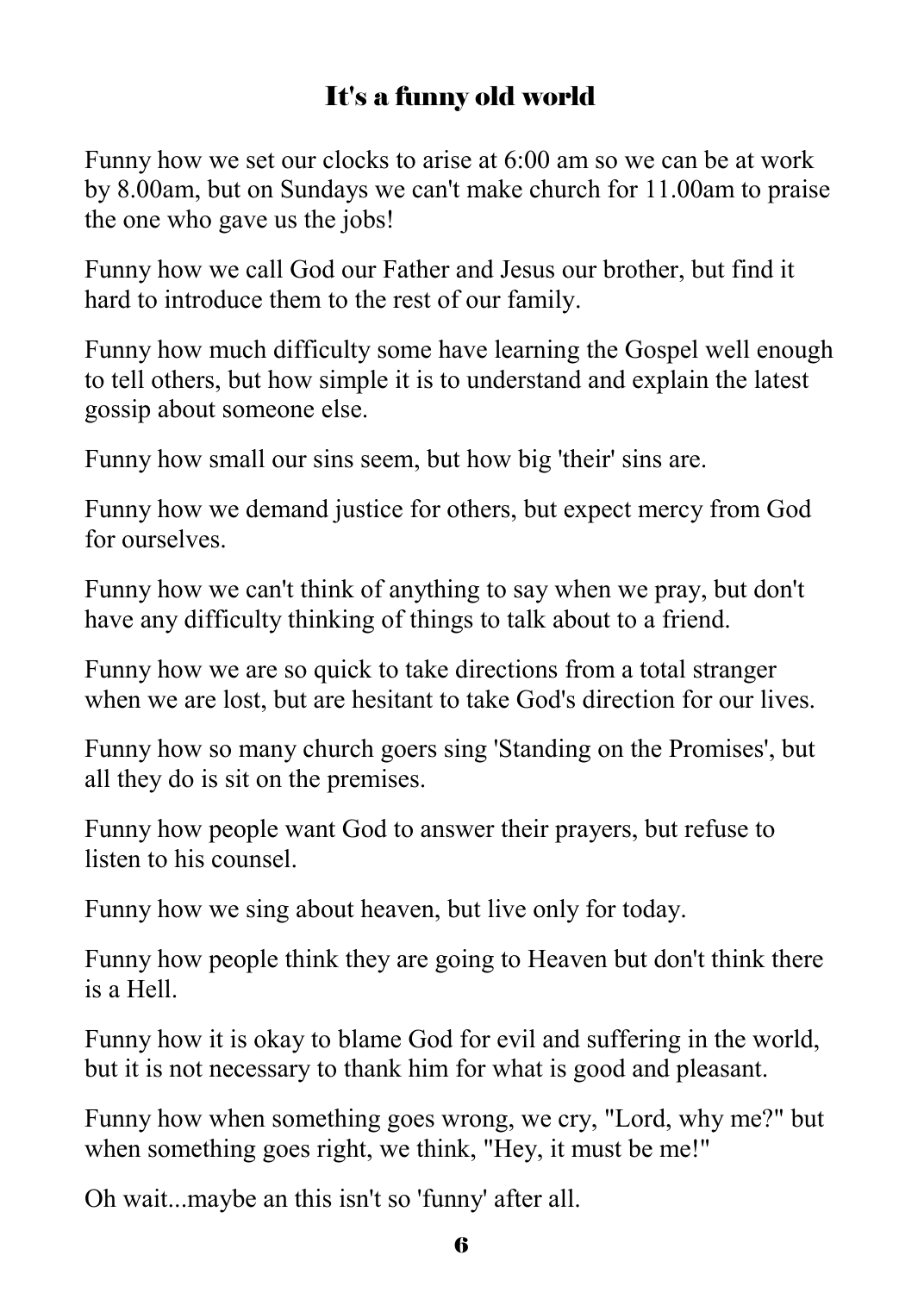## It's a funny old world

Funny how we set our clocks to arise at 6:00 am so we can be at work by 8.00am, but on Sundays we can't make church for 11.00am to praise the one who gave us the jobs!

Funny how we call God our Father and Jesus our brother, but find it hard to introduce them to the rest of our family.

Funny how much difficulty some have learning the Gospel well enough to tell others, but how simple it is to understand and explain the latest gossip about someone else.

Funny how small our sins seem, but how big 'their' sins are.

Funny how we demand justice for others, but expect mercy from God for ourselves.

Funny how we can't think of anything to say when we pray, but don't have any difficulty thinking of things to talk about to a friend.

Funny how we are so quick to take directions from a total stranger when we are lost, but are hesitant to take God's direction for our lives.

Funny how so many church goers sing 'Standing on the Promises', but all they do is sit on the premises.

Funny how people want God to answer their prayers, but refuse to listen to his counsel.

Funny how we sing about heaven, but live only for today.

Funny how people think they are going to Heaven but don't think there is a Hell.

Funny how it is okay to blame God for evil and suffering in the world, but it is not necessary to thank him for what is good and pleasant.

Funny how when something goes wrong, we cry, "Lord, why me?" but when something goes right, we think, "Hey, it must be me!"

Oh wait...maybe an this isn't so 'funny' after all.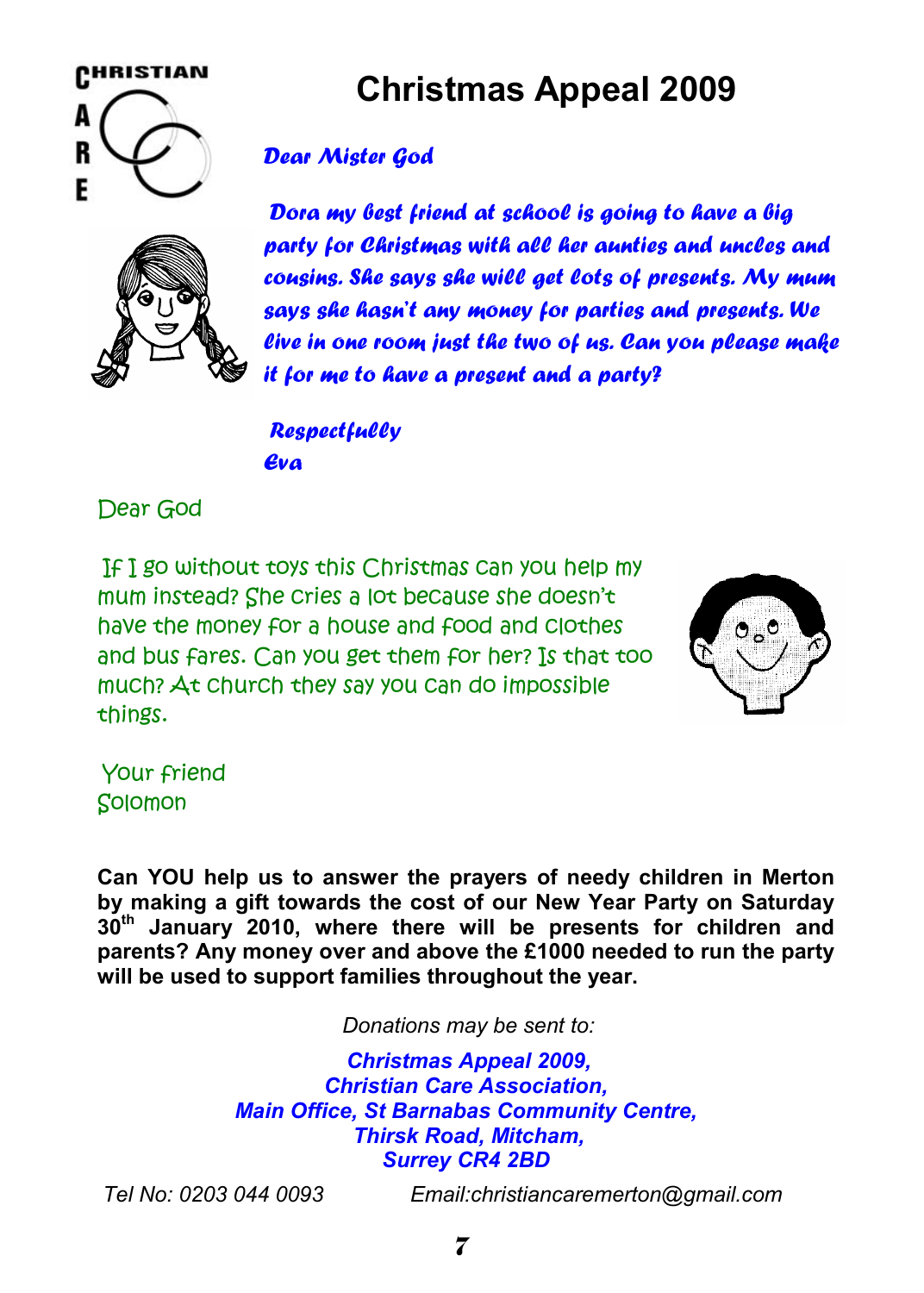CHRISTIAN CARE

# Christmas Appeal 2009

*Dear Mister God*

*Dora my best friend at school is going to have a big party for Christmas with all her aunties and uncles and cousins. She says she will get lots of presents. My mum says she hasn't any money for parties and presents. We live in one room just the two of us. Can you please make it for me to have a present and a party?*

*Respectfully*
*Eva*

Dear God

If I go without toys this Christmas can you help my mum instead? She cries a lot because she doesn't have the money for a house and food and clothes and bus fares. Can you get them for her? Is that too much? At church they say you can do impossible things.

Your friend
Solomon

**Can YOU help us to answer the prayers of needy children in Merton by making a gift towards the cost of our New Year Party on Saturday 30th January 2010, where there will be presents for children and parents? Any money over and above the £1000 needed to run the party will be used to support families throughout the year.**

*Donations may be sent to:*

***Christmas Appeal 2009,***
***Christian Care Association,***
***Main Office, St Barnabas Community Centre,***
***Thirsk Road, Mitcham,***
***Surrey CR4 2BD***

*Tel No: 0203 044 0093* *Email:christiancaremerton@gmail.com*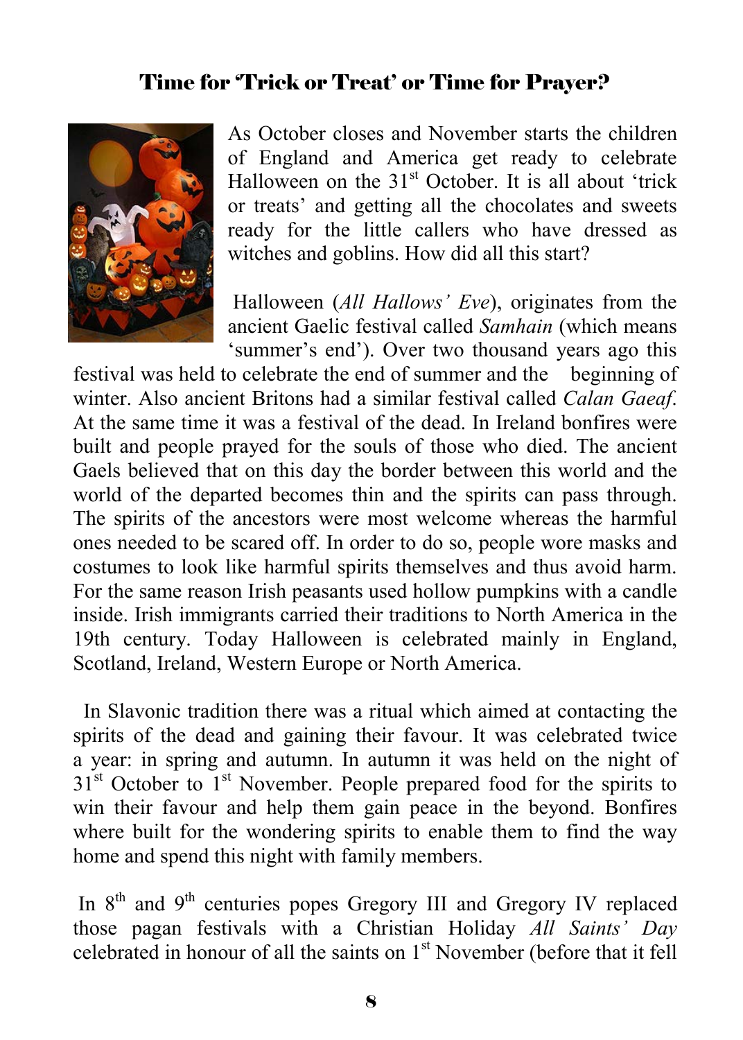## Time for 'Trick or Treat' or Time for Prayer?

As October closes and November starts the children of England and America get ready to celebrate Halloween on the 31st October. It is all about 'trick or treats' and getting all the chocolates and sweets ready for the little callers who have dressed as witches and goblins. How did all this start?

Halloween (*All Hallows' Eve*), originates from the ancient Gaelic festival called *Samhain* (which means 'summer's end'). Over two thousand years ago this festival was held to celebrate the end of summer and the beginning of winter. Also ancient Britons had a similar festival called *Calan Gaeaf*. At the same time it was a festival of the dead. In Ireland bonfires were built and people prayed for the souls of those who died. The ancient Gaels believed that on this day the border between this world and the world of the departed becomes thin and the spirits can pass through. The spirits of the ancestors were most welcome whereas the harmful ones needed to be scared off. In order to do so, people wore masks and costumes to look like harmful spirits themselves and thus avoid harm. For the same reason Irish peasants used hollow pumpkins with a candle inside. Irish immigrants carried their traditions to North America in the 19th century. Today Halloween is celebrated mainly in England, Scotland, Ireland, Western Europe or North America.

In Slavonic tradition there was a ritual which aimed at contacting the spirits of the dead and gaining their favour. It was celebrated twice a year: in spring and autumn. In autumn it was held on the night of 31st October to 1st November. People prepared food for the spirits to win their favour and help them gain peace in the beyond. Bonfires where built for the wondering spirits to enable them to find the way home and spend this night with family members.

In 8th and 9th centuries popes Gregory III and Gregory IV replaced those pagan festivals with a Christian Holiday *All Saints' Day* celebrated in honour of all the saints on 1st November (before that it fell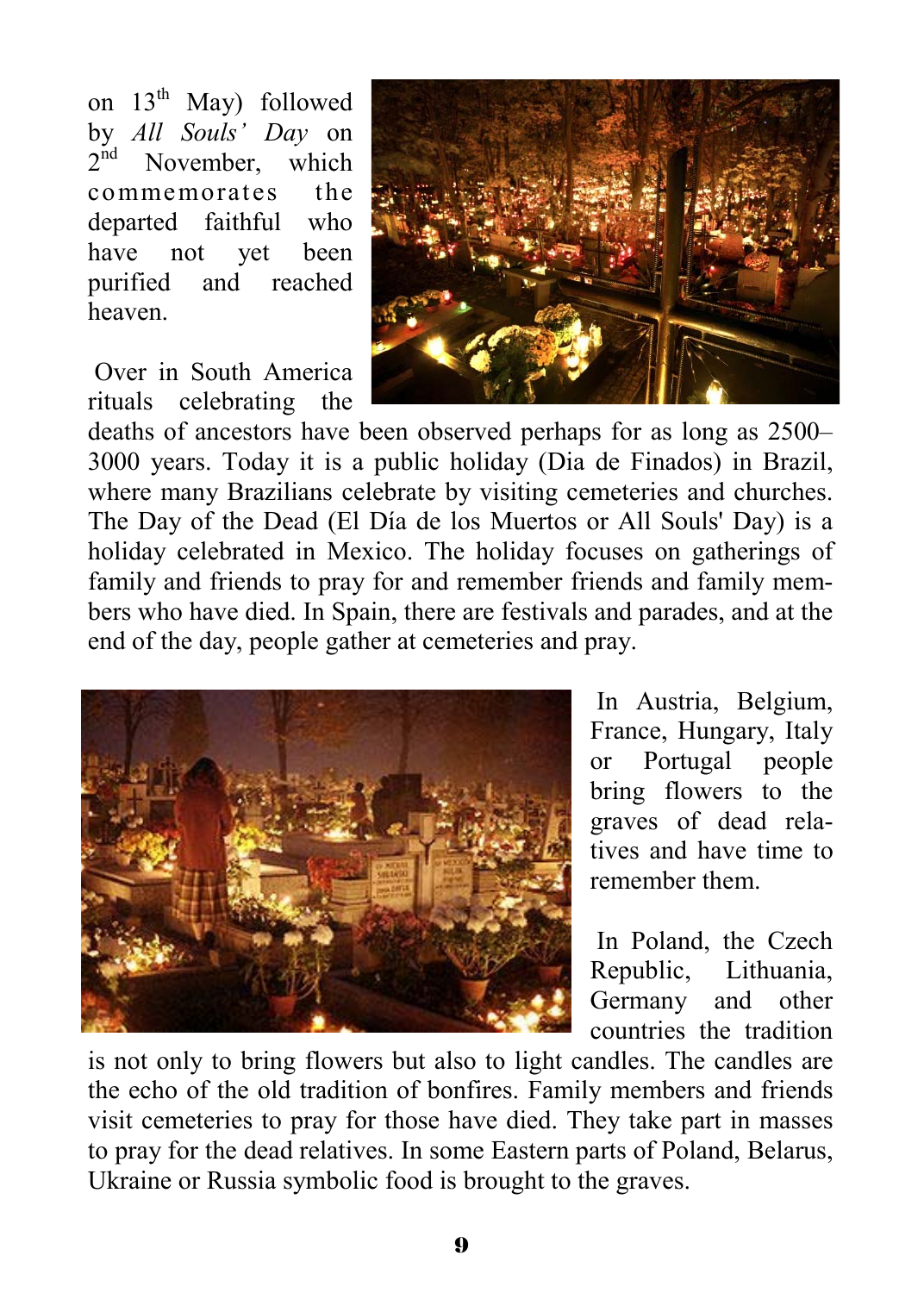on 13th May) followed by *All Souls' Day* on 2nd November, which commemorates the departed faithful who have not yet been purified and reached heaven.

Over in South America rituals celebrating the deaths of ancestors have been observed perhaps for as long as 2500–3000 years. Today it is a public holiday (Dia de Finados) in Brazil, where many Brazilians celebrate by visiting cemeteries and churches. The Day of the Dead (El Día de los Muertos or All Souls' Day) is a holiday celebrated in Mexico. The holiday focuses on gatherings of family and friends to pray for and remember friends and family members who have died. In Spain, there are festivals and parades, and at the end of the day, people gather at cemeteries and pray.

In Austria, Belgium, France, Hungary, Italy or Portugal people bring flowers to the graves of dead relatives and have time to remember them.

In Poland, the Czech Republic, Lithuania, Germany and other countries the tradition is not only to bring flowers but also to light candles. The candles are the echo of the old tradition of bonfires. Family members and friends visit cemeteries to pray for those have died. They take part in masses to pray for the dead relatives. In some Eastern parts of Poland, Belarus, Ukraine or Russia symbolic food is brought to the graves.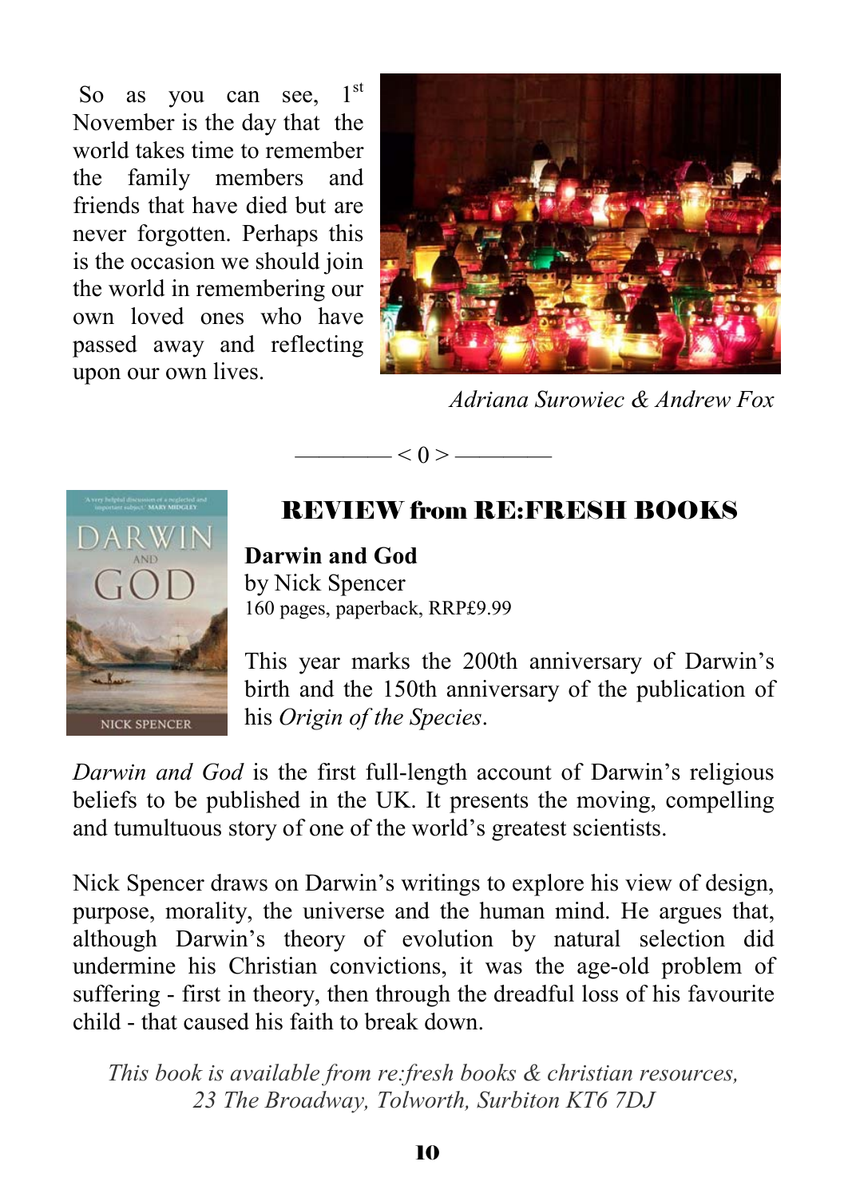So as you can see, 1st November is the day that the world takes time to remember the family members and friends that have died but are never forgotten. Perhaps this is the occasion we should join the world in remembering our own loved ones who have passed away and reflecting upon our own lives.

*Adriana Surowiec & Andrew Fox*

———— < 0 > ————

## REVIEW from RE:FRESH BOOKS

**Darwin and God**
by Nick Spencer
160 pages, paperback, RRP£9.99

This year marks the 200th anniversary of Darwin's birth and the 150th anniversary of the publication of his *Origin of the Species*.

*Darwin and God* is the first full-length account of Darwin's religious beliefs to be published in the UK. It presents the moving, compelling and tumultuous story of one of the world's greatest scientists.

Nick Spencer draws on Darwin's writings to explore his view of design, purpose, morality, the universe and the human mind. He argues that, although Darwin's theory of evolution by natural selection did undermine his Christian convictions, it was the age-old problem of suffering - first in theory, then through the dreadful loss of his favourite child - that caused his faith to break down.

*This book is available from re:fresh books & christian resources, 23 The Broadway, Tolworth, Surbiton KT6 7DJ*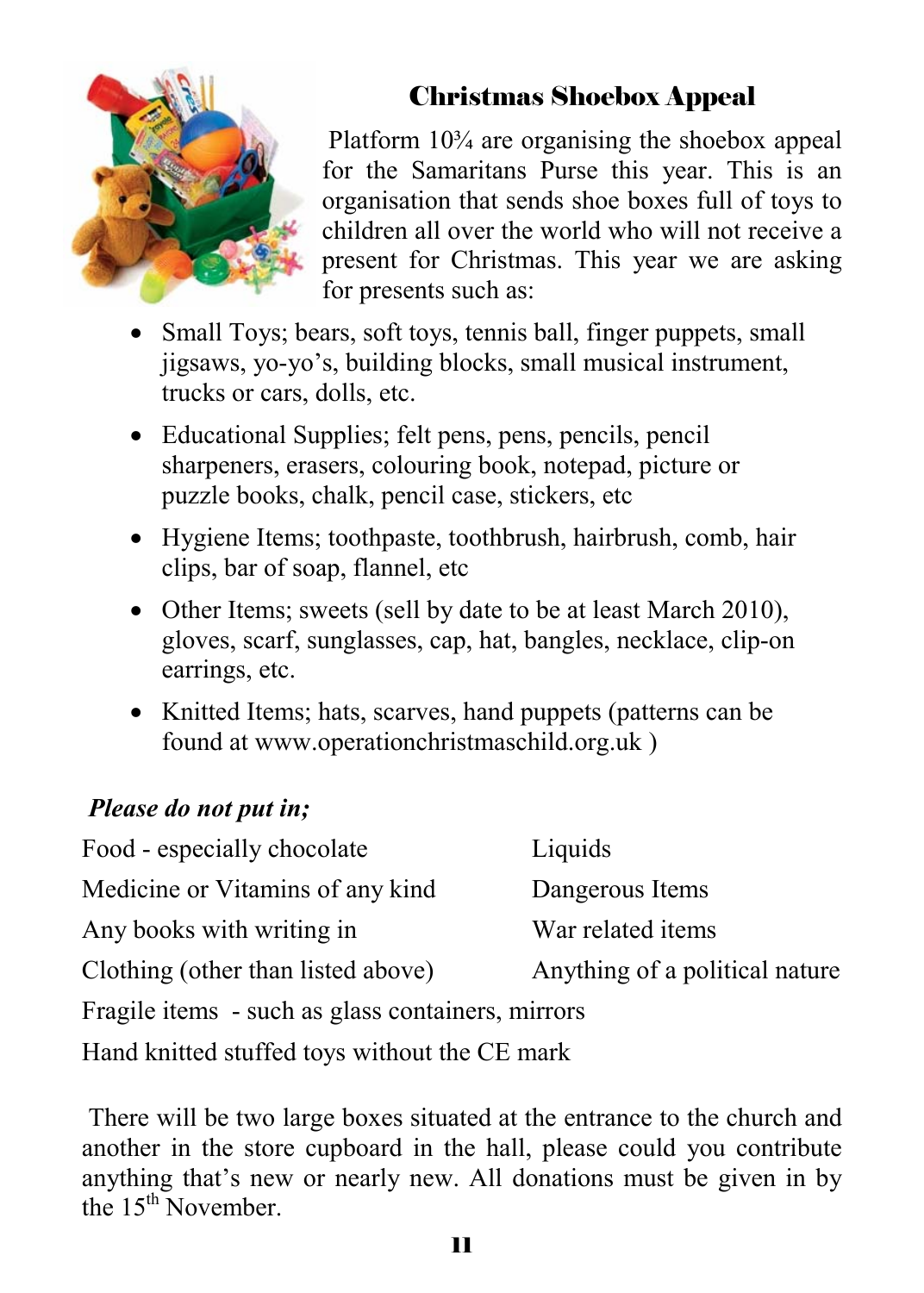## Christmas Shoebox Appeal

Platform 10¾ are organising the shoebox appeal for the Samaritans Purse this year. This is an organisation that sends shoe boxes full of toys to children all over the world who will not receive a present for Christmas. This year we are asking for presents such as:

- Small Toys; bears, soft toys, tennis ball, finger puppets, small jigsaws, yo-yo's, building blocks, small musical instrument, trucks or cars, dolls, etc.
- Educational Supplies; felt pens, pens, pencils, pencil sharpeners, erasers, colouring book, notepad, picture or puzzle books, chalk, pencil case, stickers, etc
- Hygiene Items; toothpaste, toothbrush, hairbrush, comb, hair clips, bar of soap, flannel, etc
- Other Items; sweets (sell by date to be at least March 2010), gloves, scarf, sunglasses, cap, hat, bangles, necklace, clip-on earrings, etc.
- Knitted Items; hats, scarves, hand puppets (patterns can be found at www.operationchristmaschild.org.uk )

***Please do not put in;***

Food - especially chocolate

Medicine or Vitamins of any kind

Any books with writing in

Clothing (other than listed above)

Liquids

Dangerous Items

War related items

Anything of a political nature

Fragile items - such as glass containers, mirrors

Hand knitted stuffed toys without the CE mark

There will be two large boxes situated at the entrance to the church and another in the store cupboard in the hall, please could you contribute anything that's new or nearly new. All donations must be given in by the 15th November.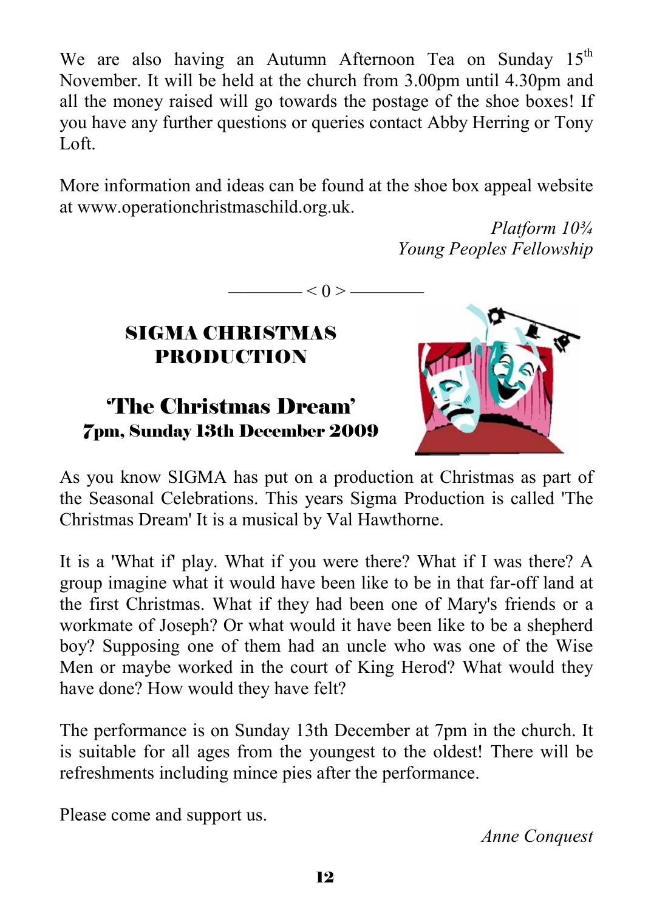We are also having an Autumn Afternoon Tea on Sunday 15th November. It will be held at the church from 3.00pm until 4.30pm and all the money raised will go towards the postage of the shoe boxes! If you have any further questions or queries contact Abby Herring or Tony Loft.

More information and ideas can be found at the shoe box appeal website at www.operationchristmaschild.org.uk.

*Platform 10¾*
*Young Peoples Fellowship*

———— < 0 > ————

## SIGMA CHRISTMAS PRODUCTION

### 'The Christmas Dream'

**7pm, Sunday 13th December 2009**

As you know SIGMA has put on a production at Christmas as part of the Seasonal Celebrations. This years Sigma Production is called 'The Christmas Dream' It is a musical by Val Hawthorne.

It is a 'What if' play. What if you were there? What if I was there? A group imagine what it would have been like to be in that far-off land at the first Christmas. What if they had been one of Mary's friends or a workmate of Joseph? Or what would it have been like to be a shepherd boy? Supposing one of them had an uncle who was one of the Wise Men or maybe worked in the court of King Herod? What would they have done? How would they have felt?

The performance is on Sunday 13th December at 7pm in the church. It is suitable for all ages from the youngest to the oldest! There will be refreshments including mince pies after the performance.

Please come and support us.

*Anne Conquest*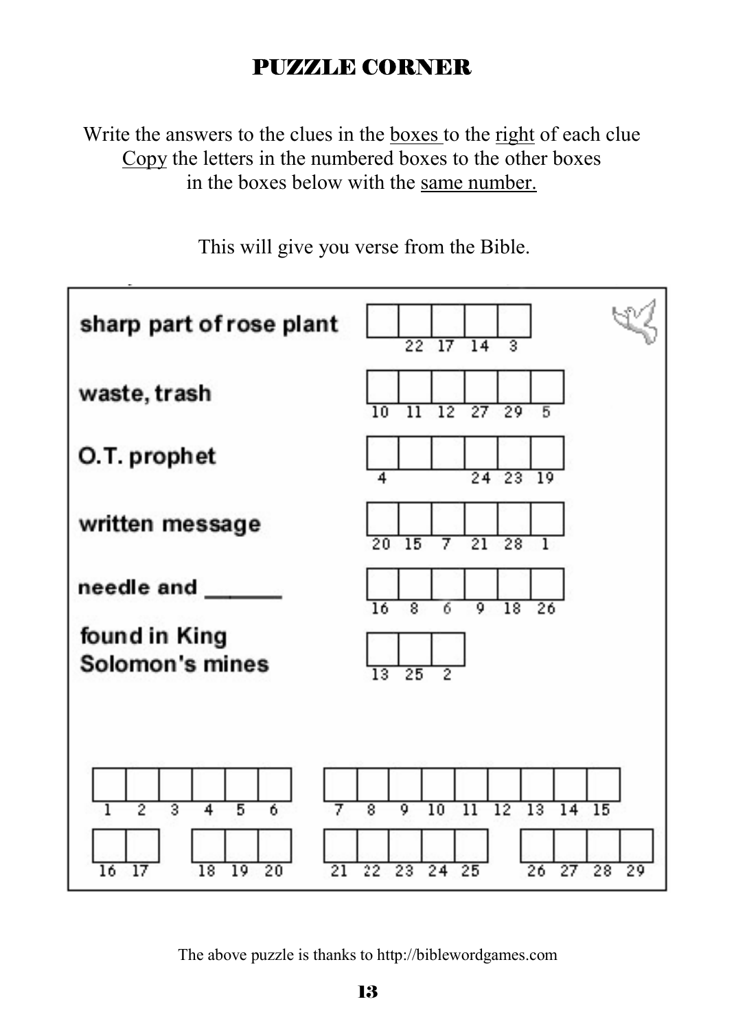# PUZZLE CORNER

Write the answers to the clues in the boxes to the right of each clue
Copy the letters in the numbered boxes to the other boxes
in the boxes below with the same number.

This will give you verse from the Bible.

| Clue | Box numbers |
|---|---|
| sharp part of rose plant | _, 22, 17, 14, 3 |
| waste, trash | 10, 11, 12, 27, 29, 5 |
| O.T. prophet | 4, _, _, 24, 23, 19 |
| written message | 20, 15, 7, 21, 28, 1 |
| needle and ______ | 16, 8, 6, 9, 18, 26 |
| found in King Solomon's mines | 13, 25, 2 |

1 2 3 4 5 6 &nbsp;&nbsp; 7 8 9 10 11 12 13 14 15

16 17 &nbsp;&nbsp; 18 19 20 &nbsp;&nbsp; 21 22 23 24 25 &nbsp;&nbsp; 26 27 28 29

The above puzzle is thanks to http://biblewordgames.com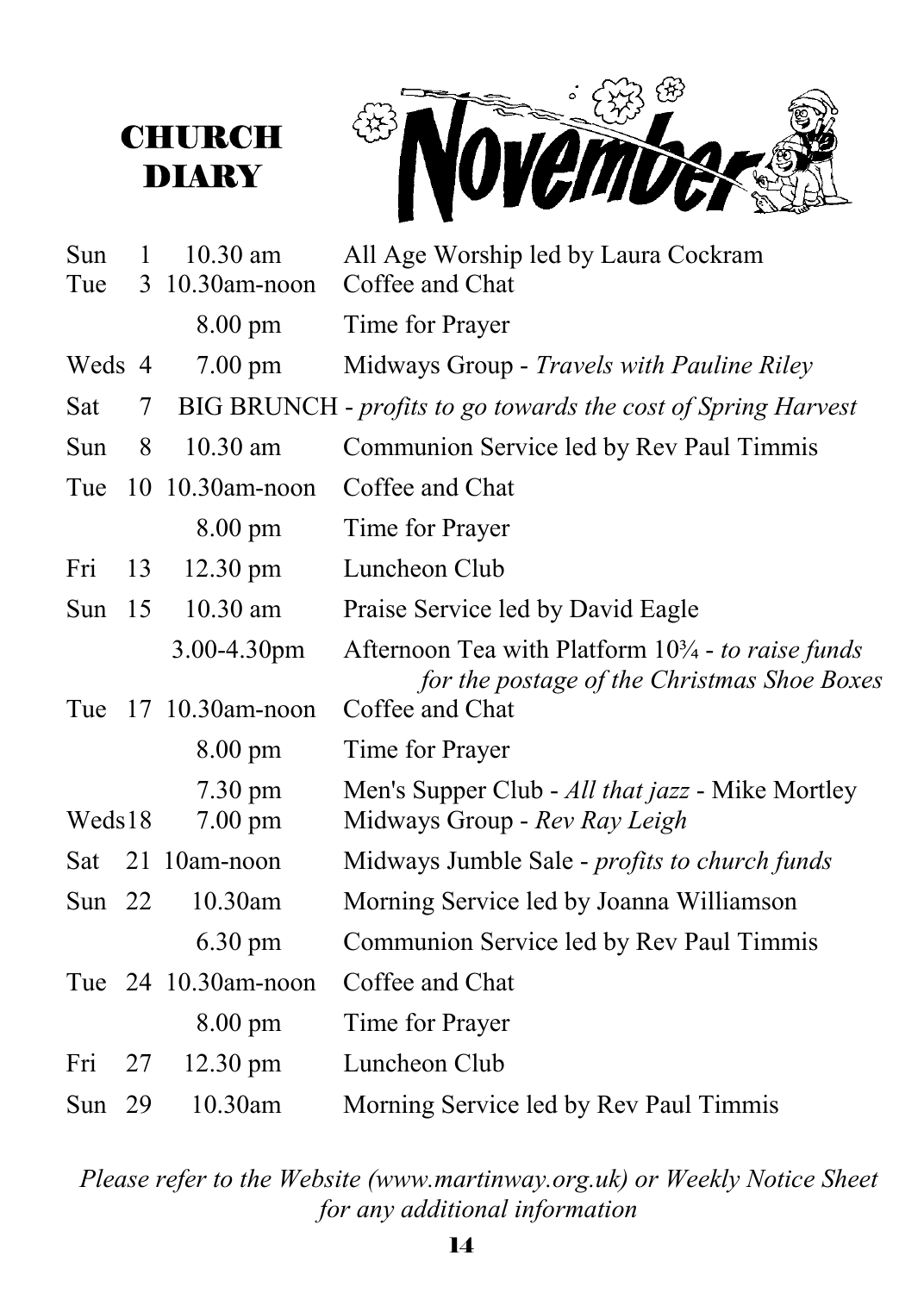# CHURCH DIARY

## November

| Day | Date | Time | Event |
|---|---|---|---|
| Sun | 1 | 10.30 am | All Age Worship led by Laura Cockram |
| Tue | 3 | 10.30am-noon | Coffee and Chat |
| | | 8.00 pm | Time for Prayer |
| Weds | 4 | 7.00 pm | Midways Group - *Travels with Pauline Riley* |
| Sat | 7 | | BIG BRUNCH - *profits to go towards the cost of Spring Harvest* |
| Sun | 8 | 10.30 am | Communion Service led by Rev Paul Timmis |
| Tue | 10 | 10.30am-noon | Coffee and Chat |
| | | 8.00 pm | Time for Prayer |
| Fri | 13 | 12.30 pm | Luncheon Club |
| Sun | 15 | 10.30 am | Praise Service led by David Eagle |
| | | 3.00-4.30pm | Afternoon Tea with Platform 10¾ - *to raise funds for the postage of the Christmas Shoe Boxes* |
| Tue | 17 | 10.30am-noon | Coffee and Chat |
| | | 8.00 pm | Time for Prayer |
| | | 7.30 pm | Men's Supper Club - *All that jazz* - Mike Mortley |
| Weds | 18 | 7.00 pm | Midways Group - *Rev Ray Leigh* |
| Sat | 21 | 10am-noon | Midways Jumble Sale - *profits to church funds* |
| Sun | 22 | 10.30am | Morning Service led by Joanna Williamson |
| | | 6.30 pm | Communion Service led by Rev Paul Timmis |
| Tue | 24 | 10.30am-noon | Coffee and Chat |
| | | 8.00 pm | Time for Prayer |
| Fri | 27 | 12.30 pm | Luncheon Club |
| Sun | 29 | 10.30am | Morning Service led by Rev Paul Timmis |

*Please refer to the Website (www.martinway.org.uk) or Weekly Notice Sheet for any additional information*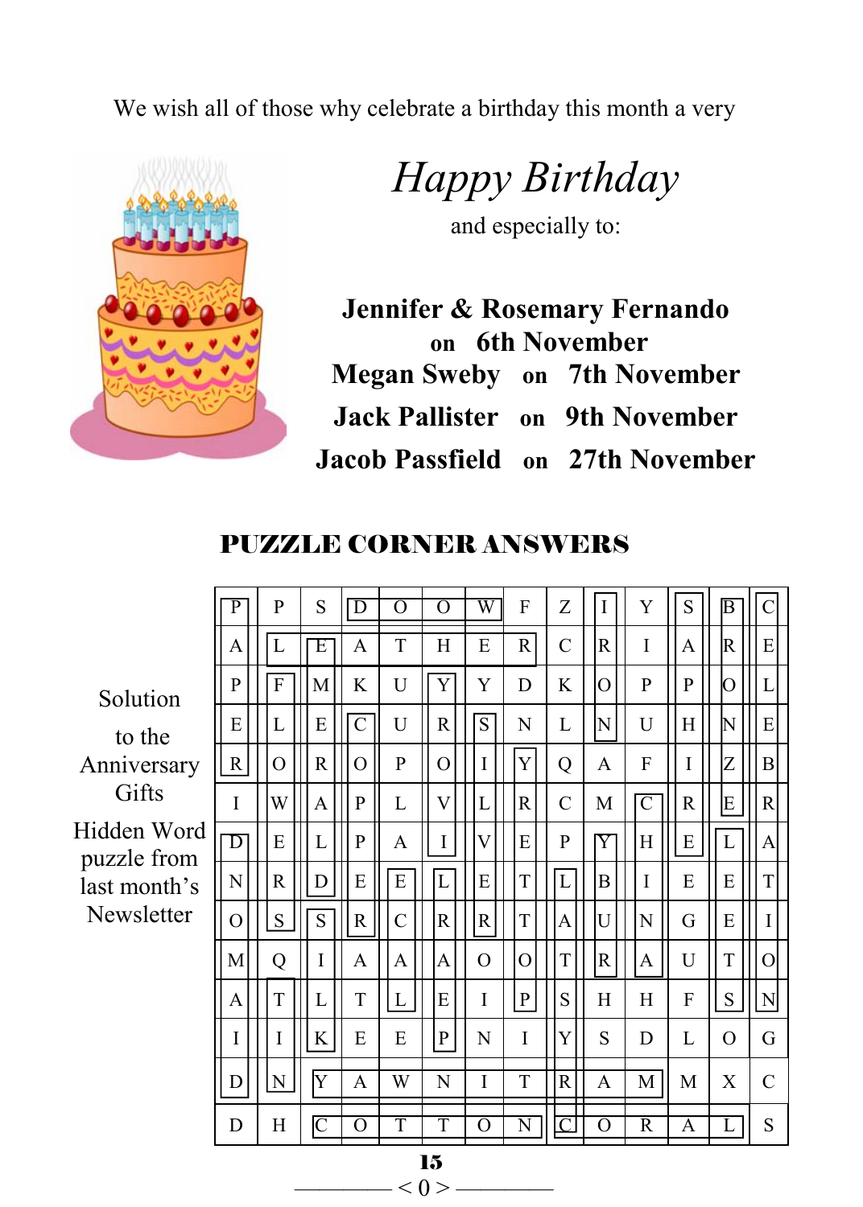We wish all of those why celebrate a birthday this month a very

*Happy Birthday*

and especially to:

**Jennifer & Rosemary Fernando on 6th November**

**Megan Sweby on 7th November**

**Jack Pallister on 9th November**

**Jacob Passfield on 27th November**

## PUZZLE CORNER ANSWERS

Solution to the Anniversary Gifts Hidden Word puzzle from last month's Newsletter

| | | | | | | | | | | | | | |
|---|---|---|---|---|---|---|---|---|---|---|---|---|---|
| P | P | S | D | O | O | W | F | Z | I | Y | S | B | C |
| A | L | E | A | T | H | E | R | C | R | I | A | R | E |
| P | F | M | K | U | Y | Y | D | K | O | P | P | O | L |
| E | L | E | C | U | R | S | N | L | N | U | H | N | E |
| R | O | R | O | P | O | I | Y | Q | A | F | I | Z | B |
| I | W | A | P | L | V | L | R | C | M | C | R | E | R |
| D | E | L | P | A | I | V | E | P | Y | H | E | L | A |
| N | R | D | E | E | L | E | T | L | B | I | E | E | T |
| O | S | S | R | C | R | R | T | A | U | N | G | E | I |
| M | Q | I | A | A | A | O | O | T | R | A | U | T | O |
| A | T | L | T | L | E | I | P | S | H | H | F | S | N |
| I | I | K | E | E | P | N | I | Y | S | D | L | O | G |
| D | N | Y | A | W | N | I | T | R | A | M | M | X | C |
| D | H | C | O | T | T | O | N | C | O | R | A | L | S |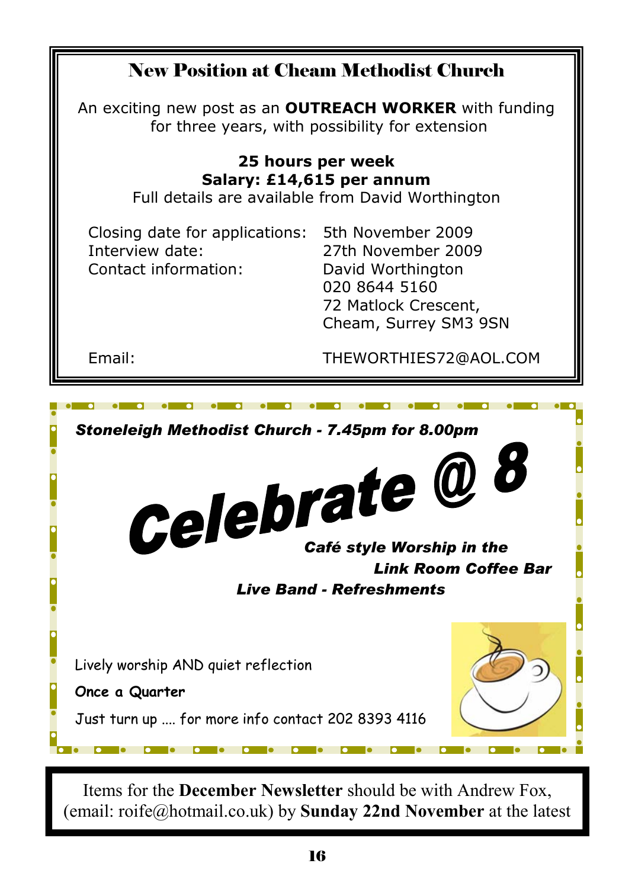## New Position at Cheam Methodist Church

An exciting new post as an **OUTREACH WORKER** with funding for three years, with possibility for extension

**25 hours per week**
**Salary: £14,615 per annum**
Full details are available from David Worthington

| | |
|---|---|
| Closing date for applications: | 5th November 2009 |
| Interview date: | 27th November 2009 |
| Contact information: | David Worthington<br>020 8644 5160<br>72 Matlock Crescent,<br>Cheam, Surrey SM3 9SN |
| Email: | THEWORTHIES72@AOL.COM |

***Stoneleigh Methodist Church - 7.45pm for 8.00pm***

# Celebrate @ 8

***Café style Worship in the Link Room Coffee Bar***

***Live Band - Refreshments***

Lively worship AND quiet reflection

**Once a Quarter**

Just turn up …. for more info contact 202 8393 4116

Items for the **December Newsletter** should be with Andrew Fox, (email: roife@hotmail.co.uk) by **Sunday 22nd November** at the latest